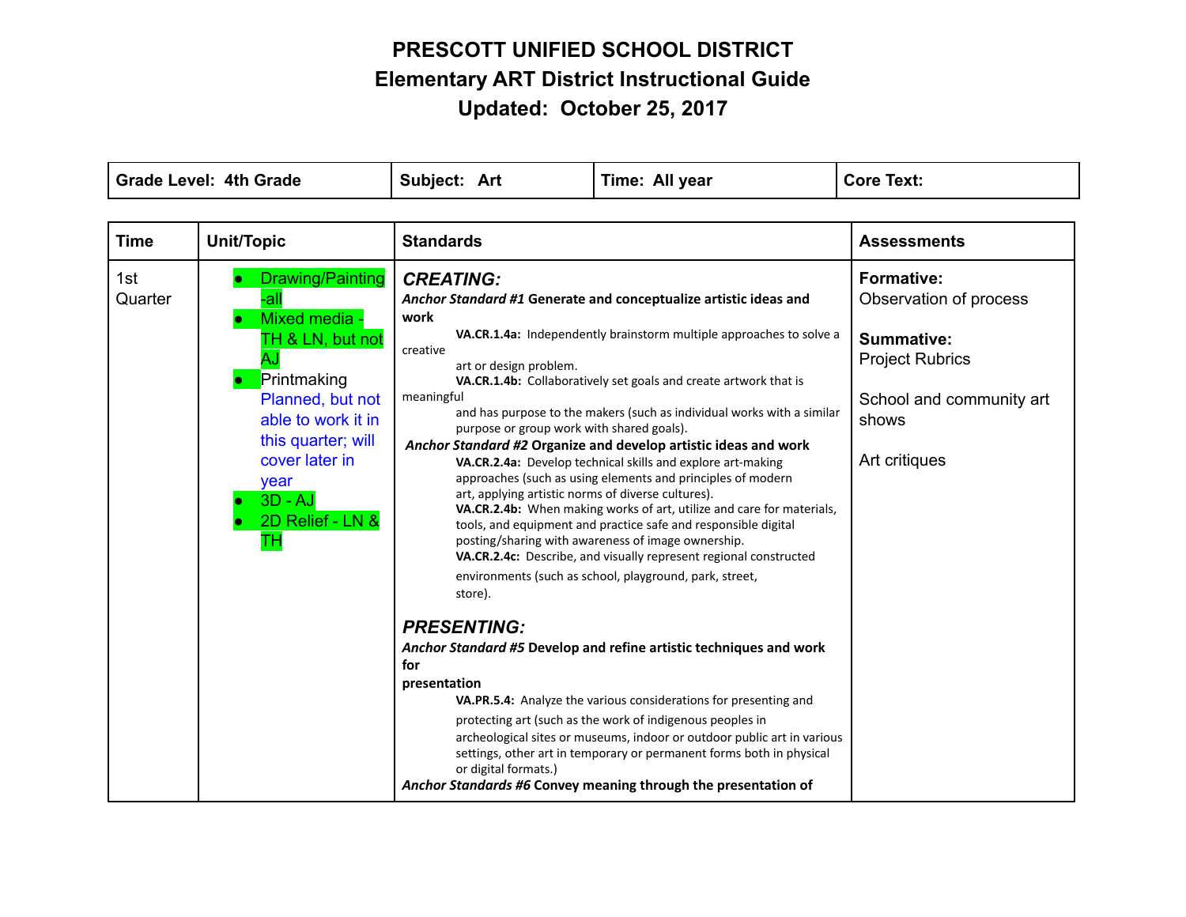# PRESCOTT UNIFIED SCHOOL DISTRICT
## Elementary ART District Instructional Guide
## Updated: October 25, 2017

| Grade Level: 4th Grade | Subject: Art | Time: All year | Core Text: |
|---|---|---|---|

| Time | Unit/Topic | Standards | Assessments |
|---|---|---|---|
| 1st Quarter | • Drawing/Painting -all<br>• Mixed media - TH & LN, but not AJ<br>• Printmaking Planned, but not able to work it in this quarter; will cover later in year<br>• 3D - AJ<br>• 2D Relief - LN & TH | ***CREATING:***<br>***Anchor Standard #1* Generate and conceptualize artistic ideas and work**<br>**VA.CR.1.4a:** Independently brainstorm multiple approaches to solve a creative art or design problem.<br>**VA.CR.1.4b:** Collaboratively set goals and create artwork that is meaningful and has purpose to the makers (such as individual works with a similar purpose or group work with shared goals).<br>***Anchor Standard #2* Organize and develop artistic ideas and work**<br>**VA.CR.2.4a:** Develop technical skills and explore art-making approaches (such as using elements and principles of modern art, applying artistic norms of diverse cultures).<br>**VA.CR.2.4b:** When making works of art, utilize and care for materials, tools, and equipment and practice safe and responsible digital posting/sharing with awareness of image ownership.<br>**VA.CR.2.4c:** Describe, and visually represent regional constructed environments (such as school, playground, park, street, store).<br><br>***PRESENTING:***<br>***Anchor Standard #5* Develop and refine artistic techniques and work for presentation**<br>**VA.PR.5.4:** Analyze the various considerations for presenting and protecting art (such as the work of indigenous peoples in archeological sites or museums, indoor or outdoor public art in various settings, other art in temporary or permanent forms both in physical or digital formats.)<br>***Anchor Standards #6* Convey meaning through the presentation of** | **Formative:**<br>Observation of process<br><br>**Summative:**<br>Project Rubrics<br><br>School and community art shows<br><br>Art critiques |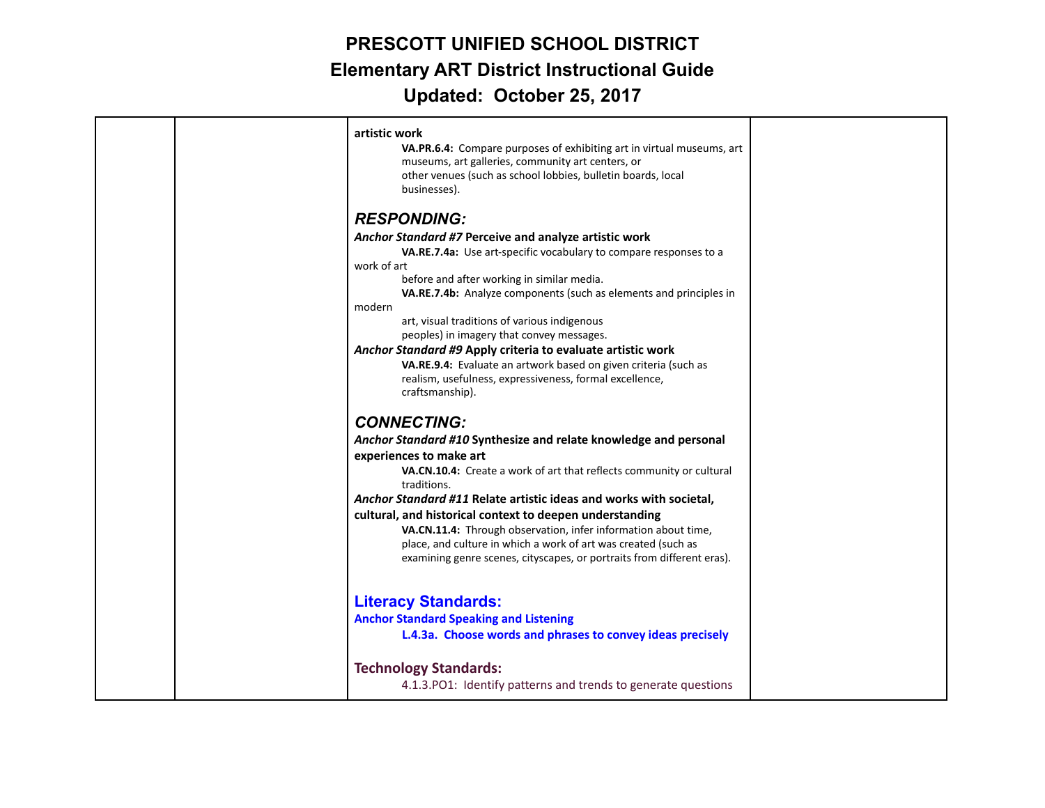| | | **artistic work**<br>**VA.PR.6.4:** Compare purposes of exhibiting art in virtual museums, art museums, art galleries, community art centers, or other venues (such as school lobbies, bulletin boards, local businesses).<br><br>***RESPONDING:***<br>***Anchor Standard #7* Perceive and analyze artistic work**<br>**VA.RE.7.4a:** Use art-specific vocabulary to compare responses to a work of art before and after working in similar media.<br>**VA.RE.7.4b:** Analyze components (such as elements and principles in modern art, visual traditions of various indigenous peoples) in imagery that convey messages.<br>***Anchor Standard #9* Apply criteria to evaluate artistic work**<br>**VA.RE.9.4:** Evaluate an artwork based on given criteria (such as realism, usefulness, expressiveness, formal excellence, craftsmanship).<br><br>***CONNECTING:***<br>***Anchor Standard #10* Synthesize and relate knowledge and personal experiences to make art**<br>**VA.CN.10.4:** Create a work of art that reflects community or cultural traditions.<br>***Anchor Standard #11* Relate artistic ideas and works with societal, cultural, and historical context to deepen understanding**<br>**VA.CN.11.4:** Through observation, infer information about time, place, and culture in which a work of art was created (such as examining genre scenes, cityscapes, or portraits from different eras).<br><br>**Literacy Standards:**<br>**Anchor Standard Speaking and Listening**<br>**L.4.3a. Choose words and phrases to convey ideas precisely**<br><br>**Technology Standards:**<br>4.1.3.PO1: Identify patterns and trends to generate questions | |
|---|---|---|---|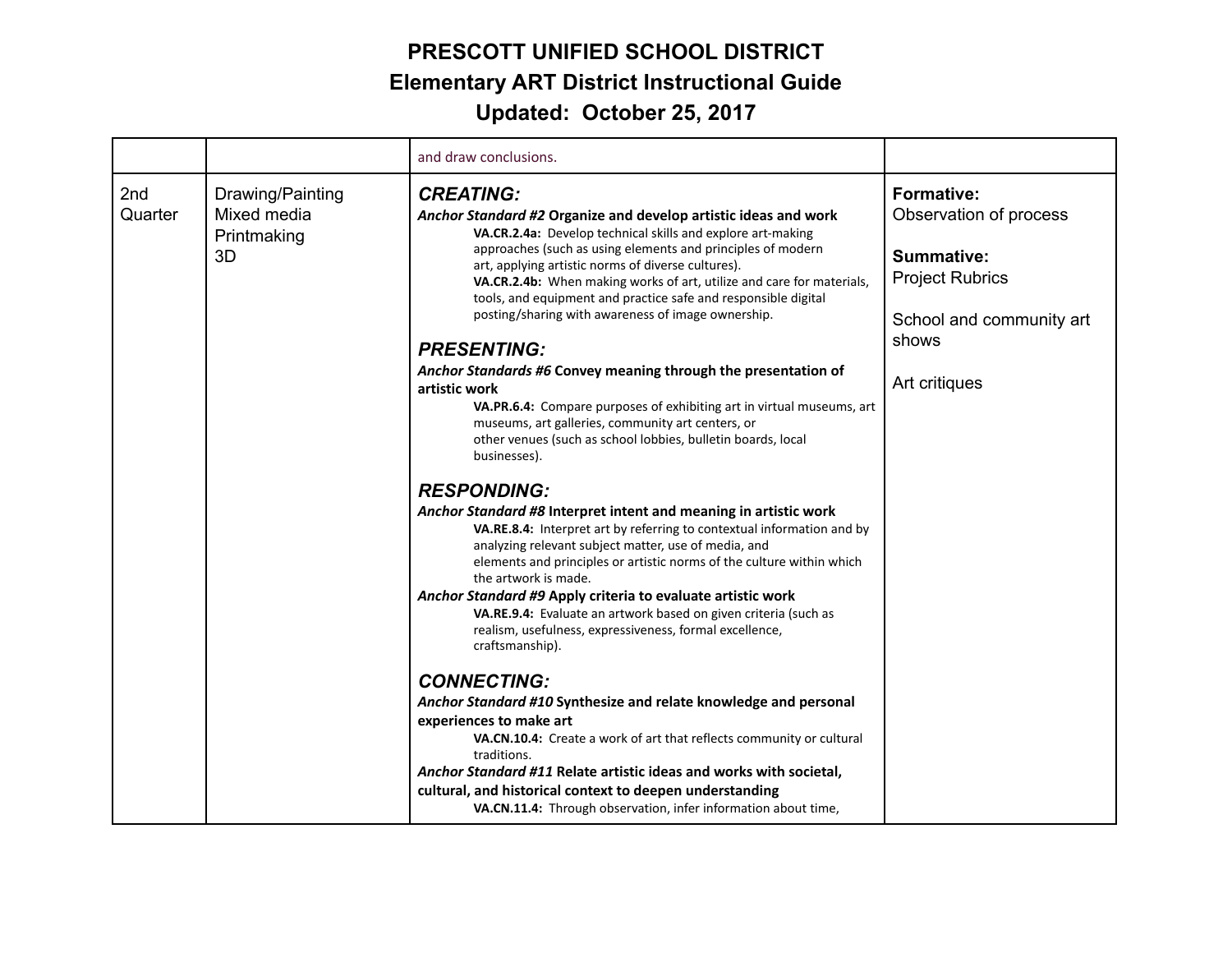| | | | |
|---|---|---|---|
| | | and draw conclusions. | |
| 2nd Quarter | Drawing/Painting<br>Mixed media<br>Printmaking<br>3D | ***CREATING:***<br>***Anchor Standard #2*** **Organize and develop artistic ideas and work**<br>**VA.CR.2.4a:** Develop technical skills and explore art-making approaches (such as using elements and principles of modern art, applying artistic norms of diverse cultures).<br>**VA.CR.2.4b:** When making works of art, utilize and care for materials, tools, and equipment and practice safe and responsible digital posting/sharing with awareness of image ownership.<br><br>***PRESENTING:***<br>***Anchor Standards #6*** **Convey meaning through the presentation of artistic work**<br>**VA.PR.6.4:** Compare purposes of exhibiting art in virtual museums, art museums, art galleries, community art centers, or other venues (such as school lobbies, bulletin boards, local businesses).<br><br>***RESPONDING:***<br>***Anchor Standard #8*** **Interpret intent and meaning in artistic work**<br>**VA.RE.8.4:** Interpret art by referring to contextual information and by analyzing relevant subject matter, use of media, and elements and principles or artistic norms of the culture within which the artwork is made.<br>***Anchor Standard #9*** **Apply criteria to evaluate artistic work**<br>**VA.RE.9.4:** Evaluate an artwork based on given criteria (such as realism, usefulness, expressiveness, formal excellence, craftsmanship).<br><br>***CONNECTING:***<br>***Anchor Standard #10*** **Synthesize and relate knowledge and personal experiences to make art**<br>**VA.CN.10.4:** Create a work of art that reflects community or cultural traditions.<br>***Anchor Standard #11*** **Relate artistic ideas and works with societal, cultural, and historical context to deepen understanding**<br>**VA.CN.11.4:** Through observation, infer information about time, | **Formative:**<br>Observation of process<br><br>**Summative:**<br>Project Rubrics<br><br>School and community art shows<br><br>Art critiques |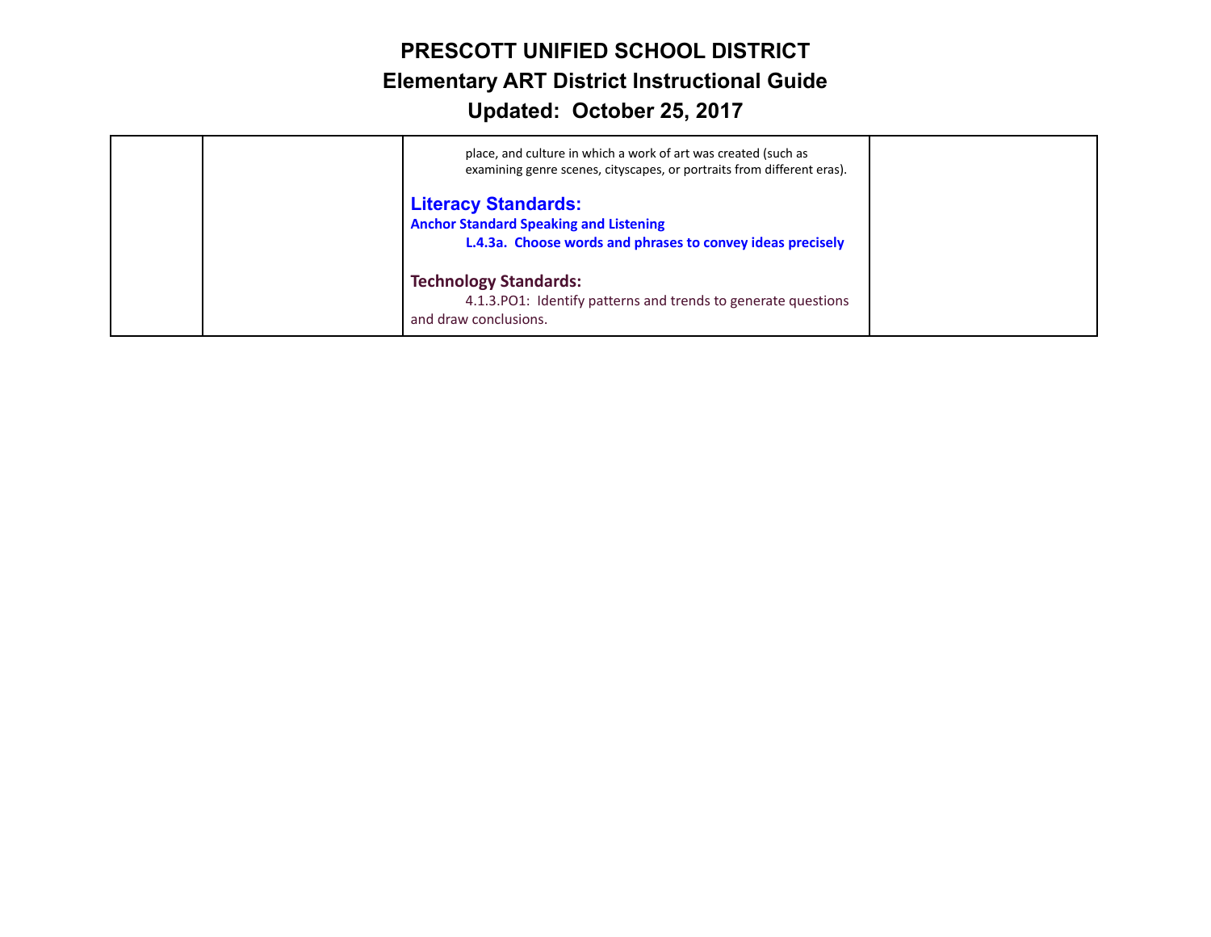| | | | |
|---|---|---|---|
| | | place, and culture in which a work of art was created (such as examining genre scenes, cityscapes, or portraits from different eras).<br><br>**Literacy Standards:**<br>**Anchor Standard Speaking and Listening**<br>**L.4.3a. Choose words and phrases to convey ideas precisely**<br><br>**Technology Standards:**<br>4.1.3.PO1: Identify patterns and trends to generate questions and draw conclusions. | |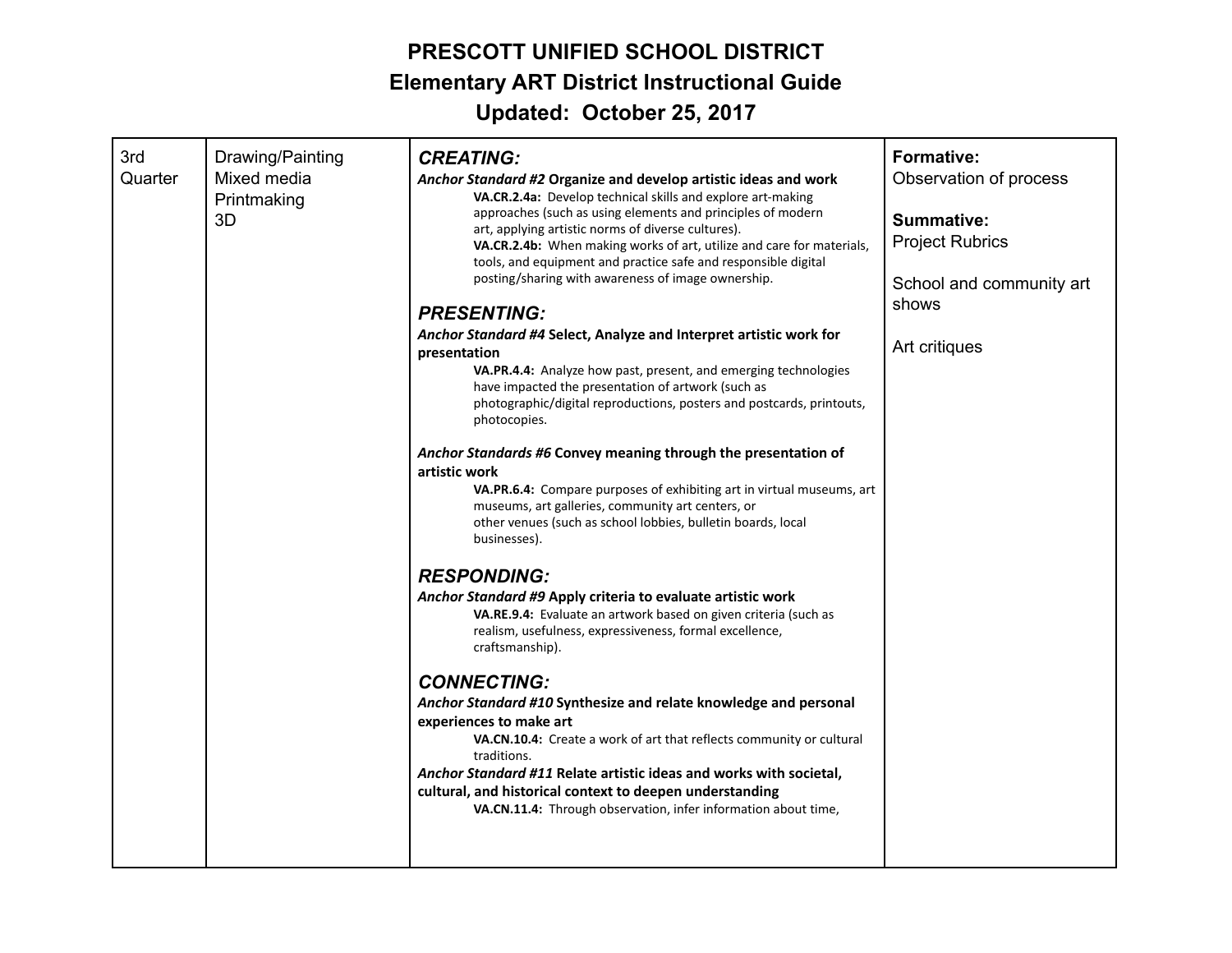# PRESCOTT UNIFIED SCHOOL DISTRICT
## Elementary ART District Instructional Guide
## Updated: October 25, 2017

| | | | |
|---|---|---|---|
| 3rd Quarter | Drawing/Painting<br>Mixed media<br>Printmaking<br>3D | ***CREATING:***<br>***Anchor Standard #2* Organize and develop artistic ideas and work**<br>**VA.CR.2.4a:** Develop technical skills and explore art-making approaches (such as using elements and principles of modern art, applying artistic norms of diverse cultures).<br>**VA.CR.2.4b:** When making works of art, utilize and care for materials, tools, and equipment and practice safe and responsible digital posting/sharing with awareness of image ownership.<br><br>***PRESENTING:***<br>***Anchor Standard #4* Select, Analyze and Interpret artistic work for presentation**<br>**VA.PR.4.4:** Analyze how past, present, and emerging technologies have impacted the presentation of artwork (such as photographic/digital reproductions, posters and postcards, printouts, photocopies.<br><br>***Anchor Standards #6* Convey meaning through the presentation of artistic work**<br>**VA.PR.6.4:** Compare purposes of exhibiting art in virtual museums, art museums, art galleries, community art centers, or other venues (such as school lobbies, bulletin boards, local businesses).<br><br>***RESPONDING:***<br>***Anchor Standard #9* Apply criteria to evaluate artistic work**<br>**VA.RE.9.4:** Evaluate an artwork based on given criteria (such as realism, usefulness, expressiveness, formal excellence, craftsmanship).<br><br>***CONNECTING:***<br>***Anchor Standard #10* Synthesize and relate knowledge and personal experiences to make art**<br>**VA.CN.10.4:** Create a work of art that reflects community or cultural traditions.<br>***Anchor Standard #11* Relate artistic ideas and works with societal, cultural, and historical context to deepen understanding**<br>**VA.CN.11.4:** Through observation, infer information about time, | **Formative:**<br>Observation of process<br><br>**Summative:**<br>Project Rubrics<br><br>School and community art shows<br><br>Art critiques |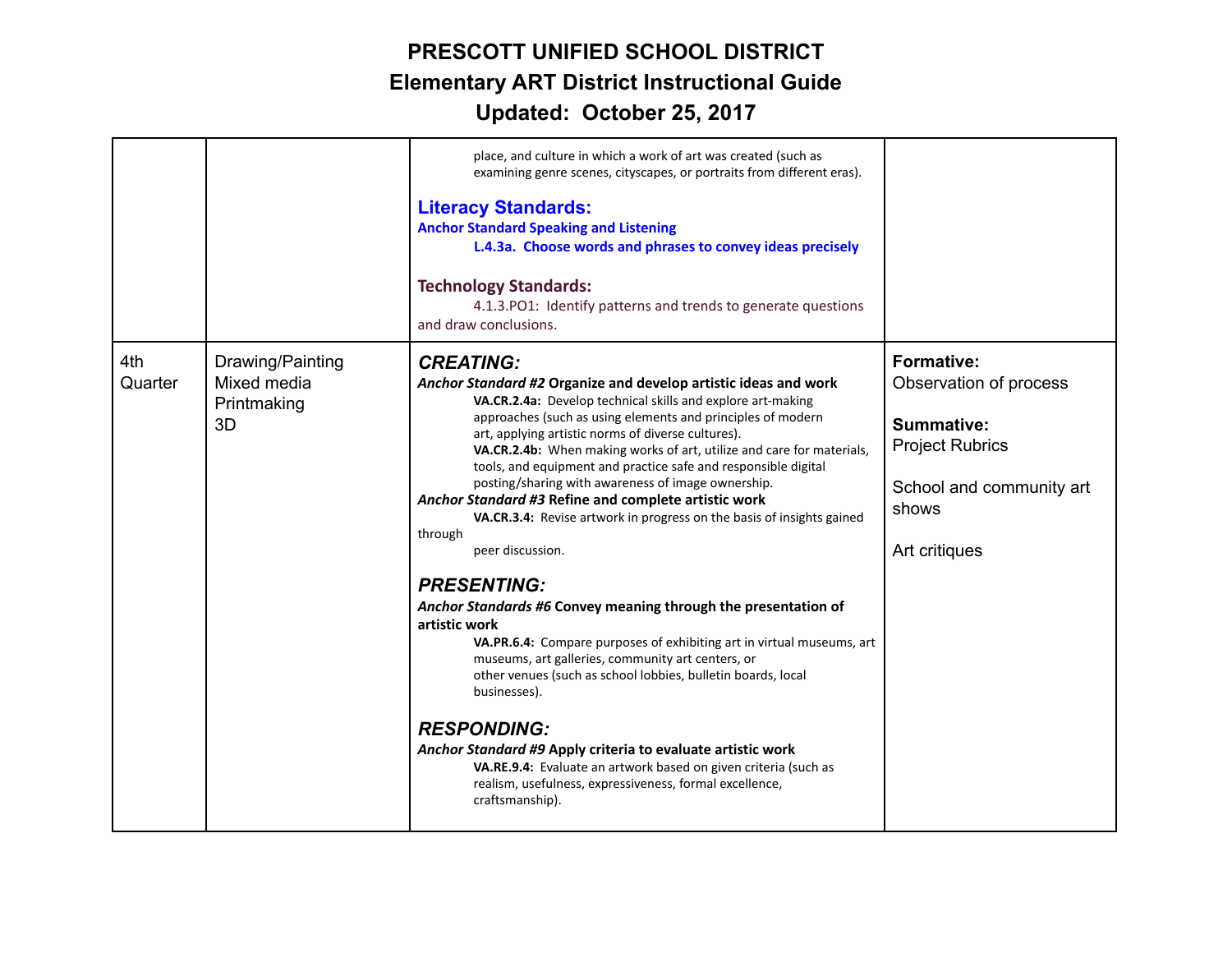| | | | |
|---|---|---|---|
| | | place, and culture in which a work of art was created (such as examining genre scenes, cityscapes, or portraits from different eras).<br><br>**Literacy Standards:**<br>**Anchor Standard Speaking and Listening**<br>**L.4.3a. Choose words and phrases to convey ideas precisely**<br><br>**Technology Standards:**<br>4.1.3.PO1: Identify patterns and trends to generate questions and draw conclusions. | |
| 4th Quarter | Drawing/Painting<br>Mixed media<br>Printmaking<br>3D | ***CREATING:***<br>***Anchor Standard #2* Organize and develop artistic ideas and work**<br>**VA.CR.2.4a:** Develop technical skills and explore art-making approaches (such as using elements and principles of modern art, applying artistic norms of diverse cultures).<br>**VA.CR.2.4b:** When making works of art, utilize and care for materials, tools, and equipment and practice safe and responsible digital posting/sharing with awareness of image ownership.<br>***Anchor Standard #3* Refine and complete artistic work**<br>**VA.CR.3.4:** Revise artwork in progress on the basis of insights gained through peer discussion.<br><br>***PRESENTING:***<br>***Anchor Standards #6* Convey meaning through the presentation of artistic work**<br>**VA.PR.6.4:** Compare purposes of exhibiting art in virtual museums, art museums, art galleries, community art centers, or other venues (such as school lobbies, bulletin boards, local businesses).<br><br>***RESPONDING:***<br>***Anchor Standard #9* Apply criteria to evaluate artistic work**<br>**VA.RE.9.4:** Evaluate an artwork based on given criteria (such as realism, usefulness, expressiveness, formal excellence, craftsmanship). | **Formative:**<br>Observation of process<br><br>**Summative:**<br>Project Rubrics<br><br>School and community art shows<br><br>Art critiques |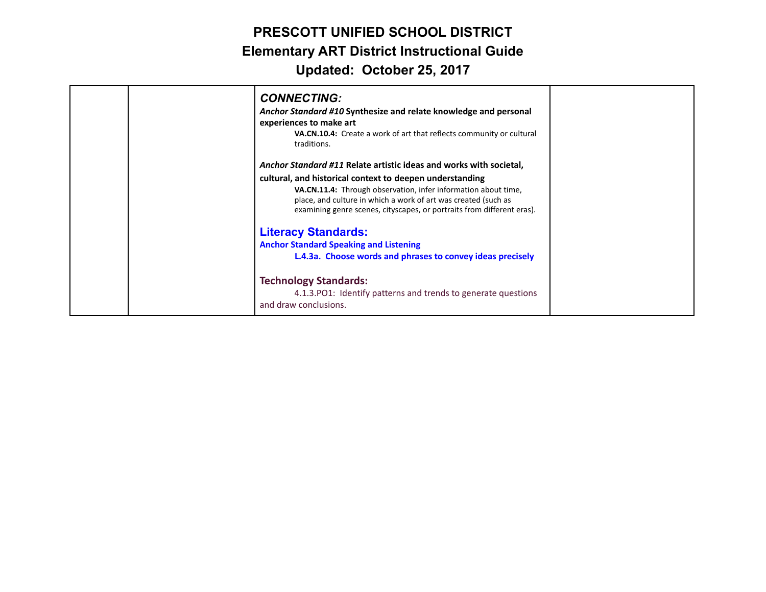# PRESCOTT UNIFIED SCHOOL DISTRICT
## Elementary ART District Instructional Guide
## Updated: October 25, 2017

| | | | |
|---|---|---|---|
| | | ***CONNECTING:***<br>***Anchor Standard #10*** **Synthesize and relate knowledge and personal experiences to make art**<br>**VA.CN.10.4:** Create a work of art that reflects community or cultural traditions.<br><br>***Anchor Standard #11*** **Relate artistic ideas and works with societal, cultural, and historical context to deepen understanding**<br>**VA.CN.11.4:** Through observation, infer information about time, place, and culture in which a work of art was created (such as examining genre scenes, cityscapes, or portraits from different eras).<br><br>**Literacy Standards:**<br>**Anchor Standard Speaking and Listening**<br>**L.4.3a. Choose words and phrases to convey ideas precisely**<br><br>**Technology Standards:**<br>4.1.3.PO1: Identify patterns and trends to generate questions and draw conclusions. | |